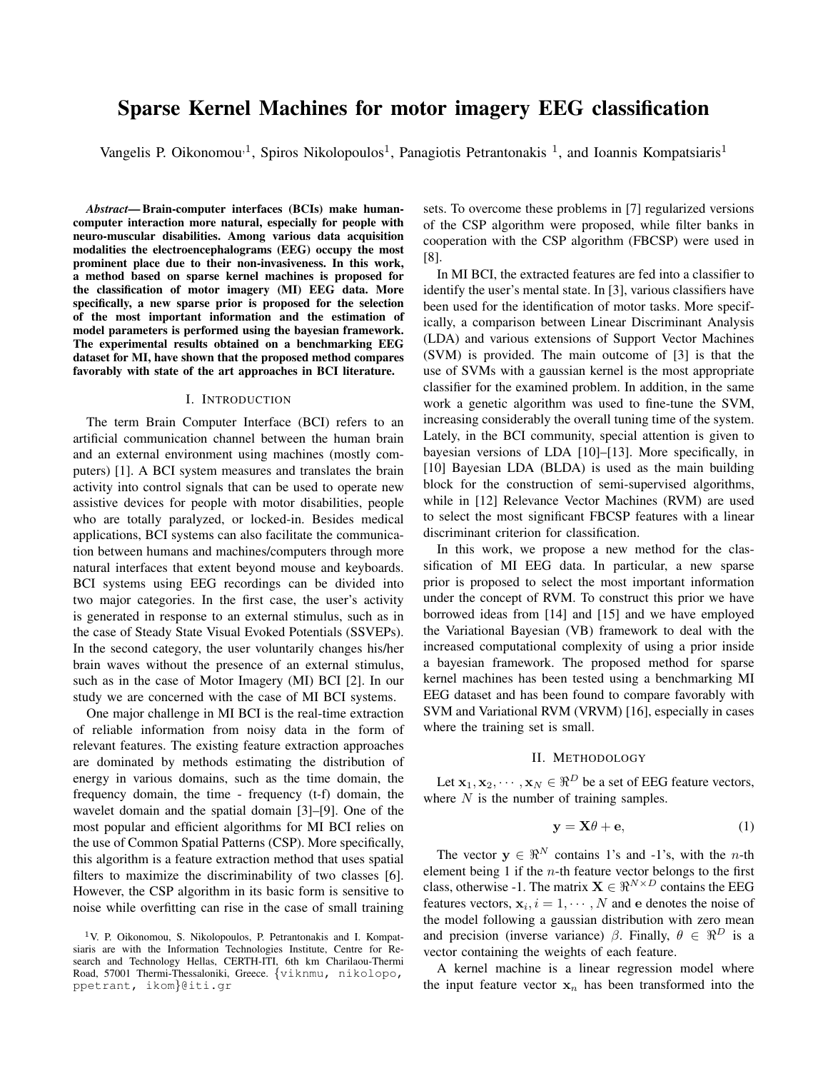# Sparse Kernel Machines for motor imagery EEG classification

Vangelis P. Oikonomou[1], Spiros Nikolopoulos[1], Panagiotis Petrantonakis [1], and Ioannis Kompatsiaris[1]

***Abstract*— Brain-computer interfaces (BCIs) make human-computer interaction more natural, especially for people with neuro-muscular disabilities. Among various data acquisition modalities the electroencephalograms (EEG) occupy the most prominent place due to their non-invasiveness. In this work, a method based on sparse kernel machines is proposed for the classification of motor imagery (MI) EEG data. More specifically, a new sparse prior is proposed for the selection of the most important information and the estimation of model parameters is performed using the bayesian framework. The experimental results obtained on a benchmarking EEG dataset for MI, have shown that the proposed method compares favorably with state of the art approaches in BCI literature.**

## I. Introduction

The term Brain Computer Interface (BCI) refers to an artificial communication channel between the human brain and an external environment using machines (mostly computers) [1]. A BCI system measures and translates the brain activity into control signals that can be used to operate new assistive devices for people with motor disabilities, people who are totally paralyzed, or locked-in. Besides medical applications, BCI systems can also facilitate the communication between humans and machines/computers through more natural interfaces that extent beyond mouse and keyboards. BCI systems using EEG recordings can be divided into two major categories. In the first case, the user's activity is generated in response to an external stimulus, such as in the case of Steady State Visual Evoked Potentials (SSVEPs). In the second category, the user voluntarily changes his/her brain waves without the presence of an external stimulus, such as in the case of Motor Imagery (MI) BCI [2]. In our study we are concerned with the case of MI BCI systems.

One major challenge in MI BCI is the real-time extraction of reliable information from noisy data in the form of relevant features. The existing feature extraction approaches are dominated by methods estimating the distribution of energy in various domains, such as the time domain, the frequency domain, the time - frequency (t-f) domain, the wavelet domain and the spatial domain [3]–[9]. One of the most popular and efficient algorithms for MI BCI relies on the use of Common Spatial Patterns (CSP). More specifically, this algorithm is a feature extraction method that uses spatial filters to maximize the discriminability of two classes [6]. However, the CSP algorithm in its basic form is sensitive to noise while overfitting can rise in the case of small training sets. To overcome these problems in [7] regularized versions of the CSP algorithm were proposed, while filter banks in cooperation with the CSP algorithm (FBCSP) were used in [8].

In MI BCI, the extracted features are fed into a classifier to identify the user's mental state. In [3], various classifiers have been used for the identification of motor tasks. More specifically, a comparison between Linear Discriminant Analysis (LDA) and various extensions of Support Vector Machines (SVM) is provided. The main outcome of [3] is that the use of SVMs with a gaussian kernel is the most appropriate classifier for the examined problem. In addition, in the same work a genetic algorithm was used to fine-tune the SVM, increasing considerably the overall tuning time of the system. Lately, in the BCI community, special attention is given to bayesian versions of LDA [10]–[13]. More specifically, in [10] Bayesian LDA (BLDA) is used as the main building block for the construction of semi-supervised algorithms, while in [12] Relevance Vector Machines (RVM) are used to select the most significant FBCSP features with a linear discriminant criterion for classification.

In this work, we propose a new method for the classification of MI EEG data. In particular, a new sparse prior is proposed to select the most important information under the concept of RVM. To construct this prior we have borrowed ideas from [14] and [15] and we have employed the Variational Bayesian (VB) framework to deal with the increased computational complexity of using a prior inside a bayesian framework. The proposed method for sparse kernel machines has been tested using a benchmarking MI EEG dataset and has been found to compare favorably with SVM and Variational RVM (VRVM) [16], especially in cases where the training set is small.

## II. Methodology

Let $\mathbf{x}_1, \mathbf{x}_2, \cdots, \mathbf{x}_N \in \Re^D$ be a set of EEG feature vectors, where $N$ is the number of training samples.

$$\mathbf{y} = \mathbf{X}\theta + \mathbf{e}, \tag{1}$$

The vector $\mathbf{y} \in \Re^N$ contains 1's and -1's, with the $n$-th element being 1 if the $n$-th feature vector belongs to the first class, otherwise -1. The matrix $\mathbf{X} \in \Re^{N \times D}$ contains the EEG features vectors, $\mathbf{x}_i, i = 1, \cdots, N$ and $\mathbf{e}$ denotes the noise of the model following a gaussian distribution with zero mean and precision (inverse variance) $\beta$. Finally, $\theta \in \Re^D$ is a vector containing the weights of each feature.

A kernel machine is a linear regression model where the input feature vector $\mathbf{x}_n$ has been transformed into the

[1]V. P. Oikonomou, S. Nikolopoulos, P. Petrantonakis and I. Kompatsiaris are with the Information Technologies Institute, Centre for Research and Technology Hellas, CERTH-ITI, 6th km Charilaou-Thermi Road, 57001 Thermi-Thessaloniki, Greece. {viknmu, nikolopo, ppetrant, ikom}@iti.gr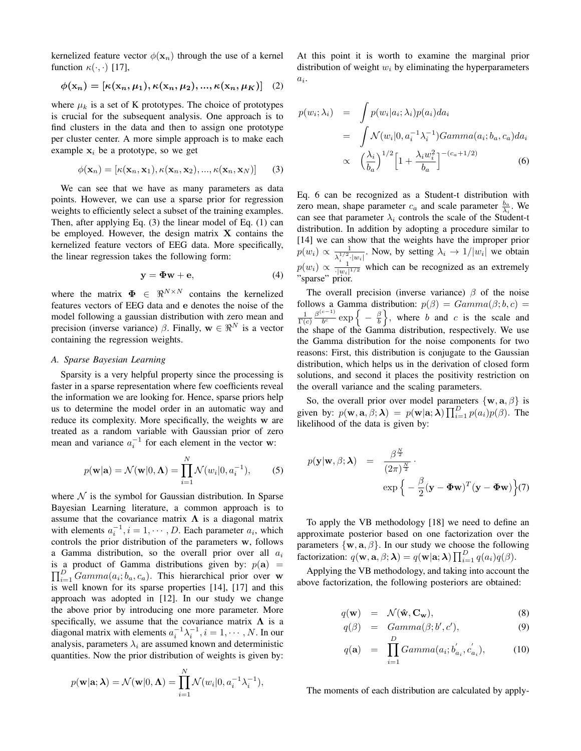kernelized feature vector $\phi(\mathbf{x}_n)$ through the use of a kernel function $\kappa(\cdot, \cdot)$ [17],

$$\boldsymbol{\phi}(\mathbf{x_n}) = [\boldsymbol{\kappa}(\mathbf{x_n}, \boldsymbol{\mu_1}), \boldsymbol{\kappa}(\mathbf{x_n}, \boldsymbol{\mu_2}), ..., \boldsymbol{\kappa}(\mathbf{x_n}, \boldsymbol{\mu_K})] \quad (2)$$

where $\mu_k$ is a set of K prototypes. The choice of prototypes is crucial for the subsequent analysis. One approach is to find clusters in the data and then to assign one prototype per cluster center. A more simple approach is to make each example $\mathbf{x}_i$ be a prototype, so we get

$$\phi(\mathbf{x}_n) = [\kappa(\mathbf{x}_n, \mathbf{x}_1), \kappa(\mathbf{x}_n, \mathbf{x}_2), ..., \kappa(\mathbf{x}_n, \mathbf{x}_N)] \quad (3)$$

We can see that we have as many parameters as data points. However, we can use a sparse prior for regression weights to efficiently select a subset of the training examples. Then, after applying Eq. (3) the linear model of Eq. (1) can be employed. However, the design matrix $\mathbf{X}$ contains the kernelized feature vectors of EEG data. More specifically, the linear regression takes the following form:

$$\mathbf{y} = \mathbf{\Phi}\mathbf{w} + \mathbf{e}, \quad (4)$$

where the matrix $\mathbf{\Phi} \in \Re^{N \times N}$ contains the kernelized features vectors of EEG data and $\mathbf{e}$ denotes the noise of the model following a gaussian distribution with zero mean and precision (inverse variance) $\beta$. Finally, $\mathbf{w} \in \Re^N$ is a vector containing the regression weights.

### A. Sparse Bayesian Learning

Sparsity is a very helpful property since the processing is faster in a sparse representation where few coefficients reveal the information we are looking for. Hence, sparse priors help us to determine the model order in an automatic way and reduce its complexity. More specifically, the weights $\mathbf{w}$ are treated as a random variable with Gaussian prior of zero mean and variance $a_i^{-1}$ for each element in the vector $\mathbf{w}$:

$$p(\mathbf{w}|\mathbf{a}) = \mathcal{N}(\mathbf{w}|0, \mathbf{\Lambda}) = \prod_{i=1}^{N} \mathcal{N}(w_i|0, a_i^{-1}), \quad (5)$$

where $\mathcal{N}$ is the symbol for Gaussian distribution. In Sparse Bayesian Learning literature, a common approach is to assume that the covariance matrix $\mathbf{\Lambda}$ is a diagonal matrix with elements $a_i^{-1}, i = 1, \cdots, D$. Each parameter $a_i$, which controls the prior distribution of the parameters $\mathbf{w}$, follows a Gamma distribution, so the overall prior over all $a_i$ is a product of Gamma distributions given by: $p(\mathbf{a}) = \prod_{i=1}^{D} Gamma(a_i; b_a, c_a)$. This hierarchical prior over $\mathbf{w}$ is well known for its sparse properties [14], [17] and this approach was adopted in [12]. In our study we change the above prior by introducing one more parameter. More specifically, we assume that the covariance matrix $\mathbf{\Lambda}$ is a diagonal matrix with elements $a_i^{-1}\lambda_i^{-1}, i = 1, \cdots, N$. In our analysis, parameters $\lambda_i$ are assumed known and deterministic quantities. Now the prior distribution of weights is given by:

$$p(\mathbf{w}|\mathbf{a}; \boldsymbol{\lambda}) = \mathcal{N}(\mathbf{w}|0, \mathbf{\Lambda}) = \prod_{i=1}^{N} \mathcal{N}(w_i|0, a_i^{-1}\lambda_i^{-1}),$$

At this point it is worth to examine the marginal prior distribution of weight $w_i$ by eliminating the hyperparameters $a_i$.

$$\begin{aligned} p(w_i; \lambda_i) &= \int p(w_i|a_i; \lambda_i) p(a_i) da_i \\ &= \int \mathcal{N}(w_i|0, a_i^{-1}\lambda_i^{-1}) Gamma(a_i; b_a, c_a) da_i \\ &\propto \Big(\frac{\lambda_i}{b_a}\Big)^{1/2} \Big[1 + \frac{\lambda_i w_i^2}{b_a}\Big]^{-(c_a + 1/2)} \end{aligned} \quad (6)$$

Eq. 6 can be recognized as a Student-t distribution with zero mean, shape parameter $c_a$ and scale parameter $\frac{b_a}{\lambda_i}$. We can see that parameter $\lambda_i$ controls the scale of the Student-t distribution. In addition by adopting a procedure similar to [14] we can show that the weights have the improper prior $p(w_i) \propto \frac{1}{\lambda_i^{1/2} \cdot |w_i|}$. Now, by setting $\lambda_i \to 1/|w_i|$ we obtain $p(w_i) \propto \frac{1}{\cdot |w_i|^{1/2}}$ which can be recognized as an extremely "sparse" prior.

The overall precision (inverse variance) $\beta$ of the noise follows a Gamma distribution: $p(\beta) = Gamma(\beta; b, c) = \frac{1}{\Gamma(c)} \frac{\beta^{(c-1)}}{b^c} \exp\Big\{ - \frac{\beta}{b}\Big\}$, where $b$ and $c$ is the scale and the shape of the Gamma distribution, respectively. We use the Gamma distribution for the noise components for two reasons: First, this distribution is conjugate to the Gaussian distribution, which helps us in the derivation of closed form solutions, and second it places the positivity restriction on the overall variance and the scaling parameters.

So, the overall prior over model parameters $\{\mathbf{w}, \mathbf{a}, \beta\}$ is given by: $p(\mathbf{w}, \mathbf{a}, \beta; \boldsymbol{\lambda}) = p(\mathbf{w}|\mathbf{a}; \boldsymbol{\lambda}) \prod_{i=1}^{D} p(a_i) p(\beta)$. The likelihood of the data is given by:

$$p(\mathbf{y}|\mathbf{w}, \beta; \boldsymbol{\lambda}) = \frac{\beta^{\frac{N}{2}}}{(2\pi)^{\frac{N}{2}}} \cdot \exp\Big\{ - \frac{\beta}{2}(\mathbf{y} - \mathbf{\Phi}\mathbf{w})^T(\mathbf{y} - \mathbf{\Phi}\mathbf{w})\Big\} \quad (7)$$

To apply the VB methodology [18] we need to define an approximate posterior based on one factorization over the parameters $\{\mathbf{w}, \mathbf{a}, \beta\}$. In our study we choose the following factorization: $q(\mathbf{w}, \mathbf{a}, \beta; \boldsymbol{\lambda}) = q(\mathbf{w}|\mathbf{a}; \boldsymbol{\lambda}) \prod_{i=1}^{D} q(a_i) q(\beta)$.

Applying the VB methodology, and taking into account the above factorization, the following posteriors are obtained:

$$q(\mathbf{w}) = \mathcal{N}(\hat{\mathbf{w}}, \mathbf{C}_\mathbf{w}), \quad (8)$$

$$q(\beta) = Gamma(\beta; b', c'), \quad (9)$$

$$q(\mathbf{a}) = \prod_{i=1}^{D} Gamma(a_i; b'_{a_i}, c'_{a_i}), \quad (10)$$

The moments of each distribution are calculated by apply-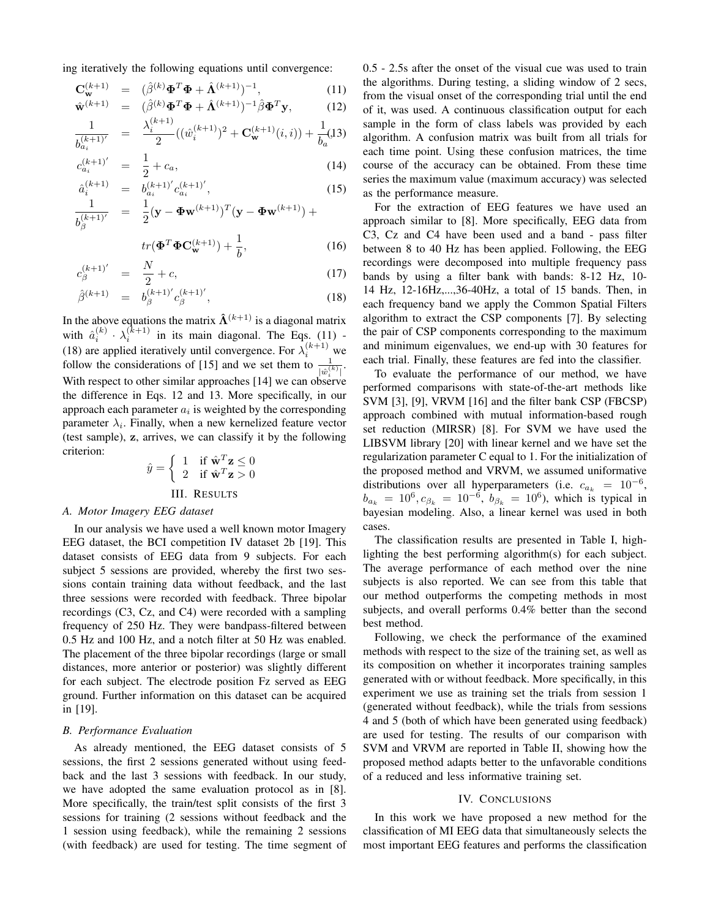ing iteratively the following equations until convergence:

$$\mathbf{C}_{\mathbf{w}}^{(k+1)} = (\hat{\beta}^{(k)}\mathbf{\Phi}^T\mathbf{\Phi} + \hat{\mathbf{\Lambda}}^{(k+1)})^{-1}, \quad (11)$$

$$\hat{\mathbf{w}}^{(k+1)} = (\hat{\beta}^{(k)}\mathbf{\Phi}^T\mathbf{\Phi} + \hat{\mathbf{\Lambda}}^{(k+1)})^{-1}\hat{\beta}\mathbf{\Phi}^T\mathbf{y}, \quad (12)$$

$$\frac{1}{b_{a_i}^{(k+1)'}} = \frac{\lambda_i^{(k+1)}}{2}((\hat{w}_i^{(k+1)})^2 + \mathbf{C}_{\mathbf{w}}^{(k+1)}(i,i)) + \frac{1}{b_a} \quad (13)$$

$$c_{a_i}^{(k+1)'} = \frac{1}{2} + c_a, \quad (14)$$

$$\hat{a}_i^{(k+1)} = b_{a_i}^{(k+1)'}c_{a_i}^{(k+1)'}, \quad (15)$$

$$\frac{1}{b_\beta^{(k+1)'}} = \frac{1}{2}(\mathbf{y} - \mathbf{\Phi}\mathbf{w}^{(k+1)})^T(\mathbf{y} - \mathbf{\Phi}\mathbf{w}^{(k+1)}) + tr(\mathbf{\Phi}^T\mathbf{\Phi}\mathbf{C}_{\mathbf{w}}^{(k+1)}) + \frac{1}{b}, \quad (16)$$

$$c_\beta^{(k+1)'} = \frac{N}{2} + c, \quad (17)$$

$$\hat{\beta}^{(k+1)} = b_\beta^{(k+1)'}c_\beta^{(k+1)'}, \quad (18)$$

In the above equations the matrix $\hat{\mathbf{\Lambda}}^{(k+1)}$ is a diagonal matrix with $\hat{a}_i^{(k)} \cdot \lambda_i^{(k+1)}$ in its main diagonal. The Eqs. (11) - (18) are applied iteratively until convergence. For $\lambda_i^{(k+1)}$ we follow the considerations of [15] and we set them to $\frac{1}{|\hat{w}_i^{(k)}|}$. With respect to other similar approaches [14] we can observe the difference in Eqs. 12 and 13. More specifically, in our approach each parameter $a_i$ is weighted by the corresponding parameter $\lambda_i$. Finally, when a new kernelized feature vector (test sample), $\mathbf{z}$, arrives, we can classify it by the following criterion:

$$\hat{y} = \begin{cases} 1 & \text{if } \hat{\mathbf{w}}^T\mathbf{z} \leq 0 \\ 2 & \text{if } \hat{\mathbf{w}}^T\mathbf{z} > 0 \end{cases}$$

## III. Results

### A. Motor Imagery EEG dataset

In our analysis we have used a well known motor Imagery EEG dataset, the BCI competition IV dataset 2b [19]. This dataset consists of EEG data from 9 subjects. For each subject 5 sessions are provided, whereby the first two sessions contain training data without feedback, and the last three sessions were recorded with feedback. Three bipolar recordings (C3, Cz, and C4) were recorded with a sampling frequency of 250 Hz. They were bandpass-filtered between 0.5 Hz and 100 Hz, and a notch filter at 50 Hz was enabled. The placement of the three bipolar recordings (large or small distances, more anterior or posterior) was slightly different for each subject. The electrode position Fz served as EEG ground. Further information on this dataset can be acquired in [19].

### B. Performance Evaluation

As already mentioned, the EEG dataset consists of 5 sessions, the first 2 sessions generated without using feedback and the last 3 sessions with feedback. In our study, we have adopted the same evaluation protocol as in [8]. More specifically, the train/test split consists of the first 3 sessions for training (2 sessions without feedback and the 1 session using feedback), while the remaining 2 sessions (with feedback) are used for testing. The time segment of 0.5 - 2.5s after the onset of the visual cue was used to train the algorithms. During testing, a sliding window of 2 secs, from the visual onset of the corresponding trial until the end of it, was used. A continuous classification output for each sample in the form of class labels was provided by each algorithm. A confusion matrix was built from all trials for each time point. Using these confusion matrices, the time course of the accuracy can be obtained. From these time series the maximum value (maximum accuracy) was selected as the performance measure.

For the extraction of EEG features we have used an approach similar to [8]. More specifically, EEG data from C3, Cz and C4 have been used and a band - pass filter between 8 to 40 Hz has been applied. Following, the EEG recordings were decomposed into multiple frequency pass bands by using a filter bank with bands: 8-12 Hz, 10-14 Hz, 12-16Hz,...,36-40Hz, a total of 15 bands. Then, in each frequency band we apply the Common Spatial Filters algorithm to extract the CSP components [7]. By selecting the pair of CSP components corresponding to the maximum and minimum eigenvalues, we end-up with 30 features for each trial. Finally, these features are fed into the classifier.

To evaluate the performance of our method, we have performed comparisons with state-of-the-art methods like SVM [3], [9], VRVM [16] and the filter bank CSP (FBCSP) approach combined with mutual information-based rough set reduction (MIRSR) [8]. For SVM we have used the LIBSVM library [20] with linear kernel and we have set the regularization parameter C equal to 1. For the initialization of the proposed method and VRVM, we assumed uniformative distributions over all hyperparameters (i.e. $c_{a_k} = 10^{-6}$, $b_{a_k} = 10^6, c_{\beta_k} = 10^{-6}$, $b_{\beta_k} = 10^6$), which is typical in bayesian modeling. Also, a linear kernel was used in both cases.

The classification results are presented in Table I, highlighting the best performing algorithm(s) for each subject. The average performance of each method over the nine subjects is also reported. We can see from this table that our method outperforms the competing methods in most subjects, and overall performs 0.4% better than the second best method.

Following, we check the performance of the examined methods with respect to the size of the training set, as well as its composition on whether it incorporates training samples generated with or without feedback. More specifically, in this experiment we use as training set the trials from session 1 (generated without feedback), while the trials from sessions 4 and 5 (both of which have been generated using feedback) are used for testing. The results of our comparison with SVM and VRVM are reported in Table II, showing how the proposed method adapts better to the unfavorable conditions of a reduced and less informative training set.

## IV. Conclusions

In this work we have proposed a new method for the classification of MI EEG data that simultaneously selects the most important EEG features and performs the classification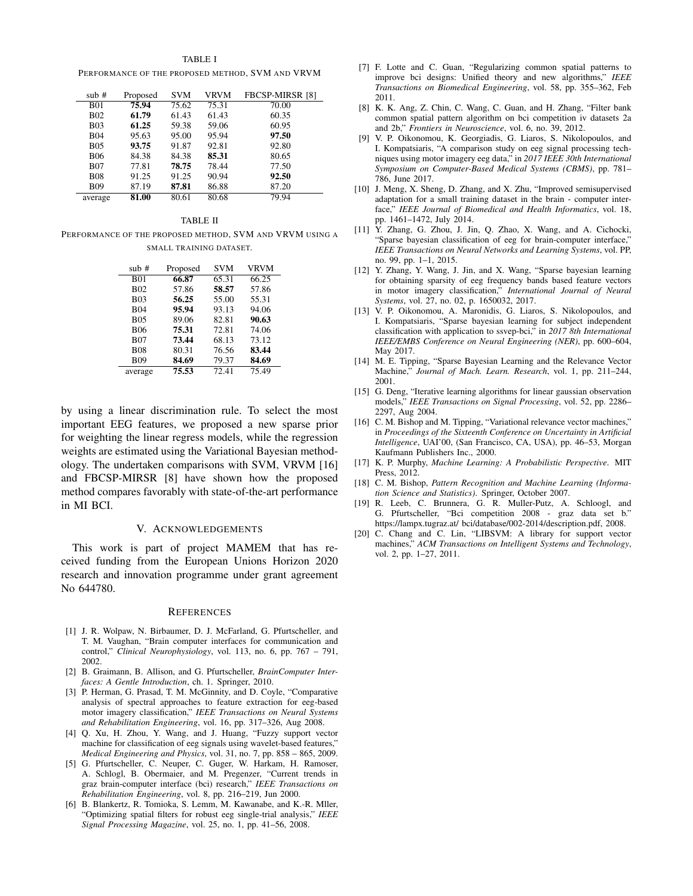TABLE I

PERFORMANCE OF THE PROPOSED METHOD, SVM AND VRVM

| sub # | Proposed | SVM | VRVM | FBCSP-MIRSR [8] |
|---|---|---|---|---|
| B01 | **75.94** | 75.62 | 75.31 | 70.00 |
| B02 | **61.79** | 61.43 | 61.43 | 60.35 |
| B03 | **61.25** | 59.38 | 59.06 | 60.95 |
| B04 | 95.63 | 95.00 | 95.94 | **97.50** |
| B05 | **93.75** | 91.87 | 92.81 | 92.80 |
| B06 | 84.38 | 84.38 | **85.31** | 80.65 |
| B07 | 77.81 | **78.75** | 78.44 | 77.50 |
| B08 | 91.25 | 91.25 | 90.94 | **92.50** |
| B09 | 87.19 | **87.81** | 86.88 | 87.20 |
| average | **81.00** | 80.61 | 80.68 | 79.94 |

TABLE II

PERFORMANCE OF THE PROPOSED METHOD, SVM AND VRVM USING A SMALL TRAINING DATASET.

| sub # | Proposed | SVM | VRVM |
|---|---|---|---|
| B01 | **66.87** | 65.31 | 66.25 |
| B02 | 57.86 | **58.57** | 57.86 |
| B03 | **56.25** | 55.00 | 55.31 |
| B04 | **95.94** | 93.13 | 94.06 |
| B05 | 89.06 | 82.81 | **90.63** |
| B06 | **75.31** | 72.81 | 74.06 |
| B07 | **73.44** | 68.13 | 73.12 |
| B08 | 80.31 | 76.56 | **83.44** |
| B09 | **84.69** | 79.37 | **84.69** |
| average | **75.53** | 72.41 | 75.49 |

by using a linear discrimination rule. To select the most important EEG features, we proposed a new sparse prior for weighting the linear regress models, while the regression weights are estimated using the Variational Bayesian methodology. The undertaken comparisons with SVM, VRVM [16] and FBCSP-MIRSR [8] have shown how the proposed method compares favorably with state-of-the-art performance in MI BCI.

## V. ACKNOWLEDGEMENTS

This work is part of project MAMEM that has received funding from the European Unions Horizon 2020 research and innovation programme under grant agreement No 644780.

## REFERENCES

[1] J. R. Wolpaw, N. Birbaumer, D. J. McFarland, G. Pfurtscheller, and T. M. Vaughan, "Brain computer interfaces for communication and control," *Clinical Neurophysiology*, vol. 113, no. 6, pp. 767 – 791, 2002.

[2] B. Graimann, B. Allison, and G. Pfurtscheller, *BrainComputer Interfaces: A Gentle Introduction*, ch. 1. Springer, 2010.

[3] P. Herman, G. Prasad, T. M. McGinnity, and D. Coyle, "Comparative analysis of spectral approaches to feature extraction for eeg-based motor imagery classification," *IEEE Transactions on Neural Systems and Rehabilitation Engineering*, vol. 16, pp. 317–326, Aug 2008.

[4] Q. Xu, H. Zhou, Y. Wang, and J. Huang, "Fuzzy support vector machine for classification of eeg signals using wavelet-based features," *Medical Engineering and Physics*, vol. 31, no. 7, pp. 858 – 865, 2009.

[5] G. Pfurtscheller, C. Neuper, C. Guger, W. Harkam, H. Ramoser, A. Schlogl, B. Obermaier, and M. Pregenzer, "Current trends in graz brain-computer interface (bci) research," *IEEE Transactions on Rehabilitation Engineering*, vol. 8, pp. 216–219, Jun 2000.

[6] B. Blankertz, R. Tomioka, S. Lemm, M. Kawanabe, and K.-R. Mller, "Optimizing spatial filters for robust eeg single-trial analysis," *IEEE Signal Processing Magazine*, vol. 25, no. 1, pp. 41–56, 2008.

[7] F. Lotte and C. Guan, "Regularizing common spatial patterns to improve bci designs: Unified theory and new algorithms," *IEEE Transactions on Biomedical Engineering*, vol. 58, pp. 355–362, Feb 2011.

[8] K. K. Ang, Z. Chin, C. Wang, C. Guan, and H. Zhang, "Filter bank common spatial pattern algorithm on bci competition iv datasets 2a and 2b," *Frontiers in Neuroscience*, vol. 6, no. 39, 2012.

[9] V. P. Oikonomou, K. Georgiadis, G. Liaros, S. Nikolopoulos, and I. Kompatsiaris, "A comparison study on eeg signal processing techniques using motor imagery eeg data," in *2017 IEEE 30th International Symposium on Computer-Based Medical Systems (CBMS)*, pp. 781–786, June 2017.

[10] J. Meng, X. Sheng, D. Zhang, and X. Zhu, "Improved semisupervised adaptation for a small training dataset in the brain - computer interface," *IEEE Journal of Biomedical and Health Informatics*, vol. 18, pp. 1461–1472, July 2014.

[11] Y. Zhang, G. Zhou, J. Jin, Q. Zhao, X. Wang, and A. Cichocki, "Sparse bayesian classification of eeg for brain-computer interface," *IEEE Transactions on Neural Networks and Learning Systems*, vol. PP, no. 99, pp. 1–1, 2015.

[12] Y. Zhang, Y. Wang, J. Jin, and X. Wang, "Sparse bayesian learning for obtaining sparsity of eeg frequency bands based feature vectors in motor imagery classification," *International Journal of Neural Systems*, vol. 27, no. 02, p. 1650032, 2017.

[13] V. P. Oikonomou, A. Maronidis, G. Liaros, S. Nikolopoulos, and I. Kompatsiaris, "Sparse bayesian learning for subject independent classification with application to ssvep-bci," in *2017 8th International IEEE/EMBS Conference on Neural Engineering (NER)*, pp. 600–604, May 2017.

[14] M. E. Tipping, "Sparse Bayesian Learning and the Relevance Vector Machine," *Journal of Mach. Learn. Research*, vol. 1, pp. 211–244, 2001.

[15] G. Deng, "Iterative learning algorithms for linear gaussian observation models," *IEEE Transactions on Signal Processing*, vol. 52, pp. 2286–2297, Aug 2004.

[16] C. M. Bishop and M. Tipping, "Variational relevance vector machines," in *Proceedings of the Sixteenth Conference on Uncertainty in Artificial Intelligence*, UAI'00, (San Francisco, CA, USA), pp. 46–53, Morgan Kaufmann Publishers Inc., 2000.

[17] K. P. Murphy, *Machine Learning: A Probabilistic Perspective*. MIT Press, 2012.

[18] C. M. Bishop, *Pattern Recognition and Machine Learning (Information Science and Statistics)*. Springer, October 2007.

[19] R. Leeb, C. Brunnera, G. R. Muller-Putz, A. Schloogl, and G. Pfurtscheller, "Bci competition 2008 - graz data set b." https://lampx.tugraz.at/ bci/database/002-2014/description.pdf, 2008.

[20] C. Chang and C. Lin, "LIBSVM: A library for support vector machines," *ACM Transactions on Intelligent Systems and Technology*, vol. 2, pp. 1–27, 2011.